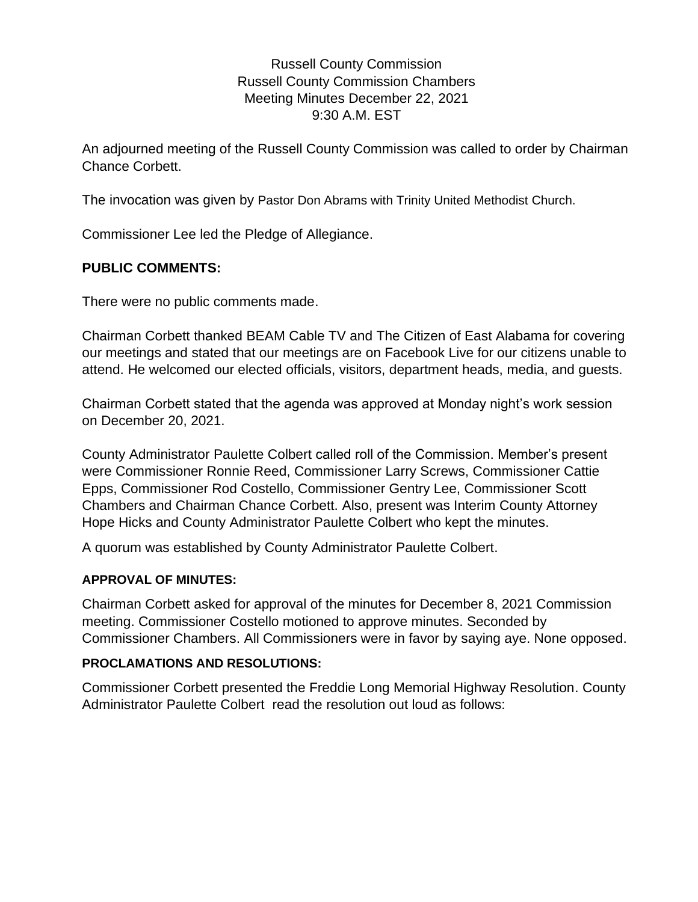Russell County Commission
Russell County Commission Chambers
Meeting Minutes December 22, 2021
9:30 A.M. EST

An adjourned meeting of the Russell County Commission was called to order by Chairman Chance Corbett.

The invocation was given by Pastor Don Abrams with Trinity United Methodist Church.

Commissioner Lee led the Pledge of Allegiance.

## PUBLIC COMMENTS:

There were no public comments made.

Chairman Corbett thanked BEAM Cable TV and The Citizen of East Alabama for covering our meetings and stated that our meetings are on Facebook Live for our citizens unable to attend. He welcomed our elected officials, visitors, department heads, media, and guests.

Chairman Corbett stated that the agenda was approved at Monday night's work session on December 20, 2021.

County Administrator Paulette Colbert called roll of the Commission. Member's present were Commissioner Ronnie Reed, Commissioner Larry Screws, Commissioner Cattie Epps, Commissioner Rod Costello, Commissioner Gentry Lee, Commissioner Scott Chambers and Chairman Chance Corbett. Also, present was Interim County Attorney Hope Hicks and County Administrator Paulette Colbert who kept the minutes.

A quorum was established by County Administrator Paulette Colbert.

### APPROVAL OF MINUTES:

Chairman Corbett asked for approval of the minutes for December 8, 2021 Commission meeting. Commissioner Costello motioned to approve minutes. Seconded by Commissioner Chambers. All Commissioners were in favor by saying aye. None opposed.

### PROCLAMATIONS AND RESOLUTIONS:

Commissioner Corbett presented the Freddie Long Memorial Highway Resolution. County Administrator Paulette Colbert read the resolution out loud as follows: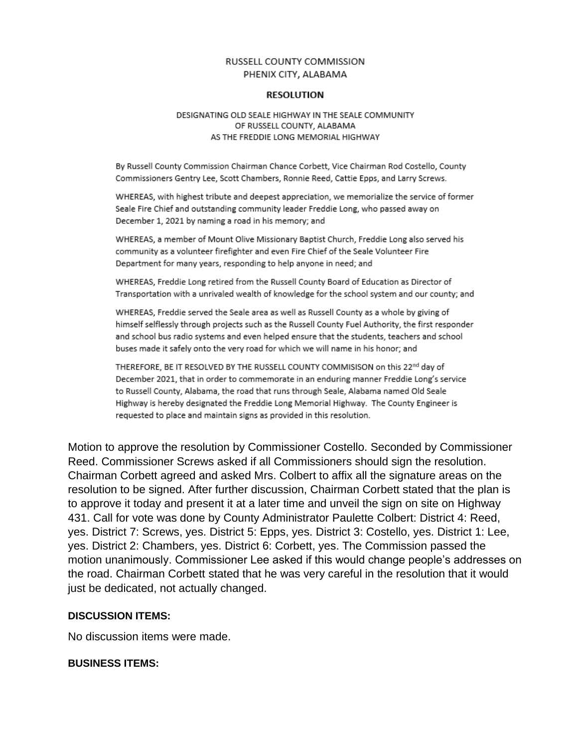RUSSELL COUNTY COMMISSION
PHENIX CITY, ALABAMA

**RESOLUTION**

DESIGNATING OLD SEALE HIGHWAY IN THE SEALE COMMUNITY
OF RUSSELL COUNTY, ALABAMA
AS THE FREDDIE LONG MEMORIAL HIGHWAY

By Russell County Commission Chairman Chance Corbett, Vice Chairman Rod Costello, County Commissioners Gentry Lee, Scott Chambers, Ronnie Reed, Cattie Epps, and Larry Screws.

WHEREAS, with highest tribute and deepest appreciation, we memorialize the service of former Seale Fire Chief and outstanding community leader Freddie Long, who passed away on December 1, 2021 by naming a road in his memory; and

WHEREAS, a member of Mount Olive Missionary Baptist Church, Freddie Long also served his community as a volunteer firefighter and even Fire Chief of the Seale Volunteer Fire Department for many years, responding to help anyone in need; and

WHEREAS, Freddie Long retired from the Russell County Board of Education as Director of Transportation with a unrivaled wealth of knowledge for the school system and our county; and

WHEREAS, Freddie served the Seale area as well as Russell County as a whole by giving of himself selflessly through projects such as the Russell County Fuel Authority, the first responder and school bus radio systems and even helped ensure that the students, teachers and school buses made it safely onto the very road for which we will name in his honor; and

THEREFORE, BE IT RESOLVED BY THE RUSSELL COUNTY COMMISISON on this 22nd day of December 2021, that in order to commemorate in an enduring manner Freddie Long's service to Russell County, Alabama, the road that runs through Seale, Alabama named Old Seale Highway is hereby designated the Freddie Long Memorial Highway. The County Engineer is requested to place and maintain signs as provided in this resolution.

Motion to approve the resolution by Commissioner Costello. Seconded by Commissioner Reed. Commissioner Screws asked if all Commissioners should sign the resolution. Chairman Corbett agreed and asked Mrs. Colbert to affix all the signature areas on the resolution to be signed. After further discussion, Chairman Corbett stated that the plan is to approve it today and present it at a later time and unveil the sign on site on Highway 431. Call for vote was done by County Administrator Paulette Colbert: District 4: Reed, yes. District 7: Screws, yes. District 5: Epps, yes. District 3: Costello, yes. District 1: Lee, yes. District 2: Chambers, yes. District 6: Corbett, yes. The Commission passed the motion unanimously. Commissioner Lee asked if this would change people's addresses on the road. Chairman Corbett stated that he was very careful in the resolution that it would just be dedicated, not actually changed.

**DISCUSSION ITEMS:**

No discussion items were made.

**BUSINESS ITEMS:**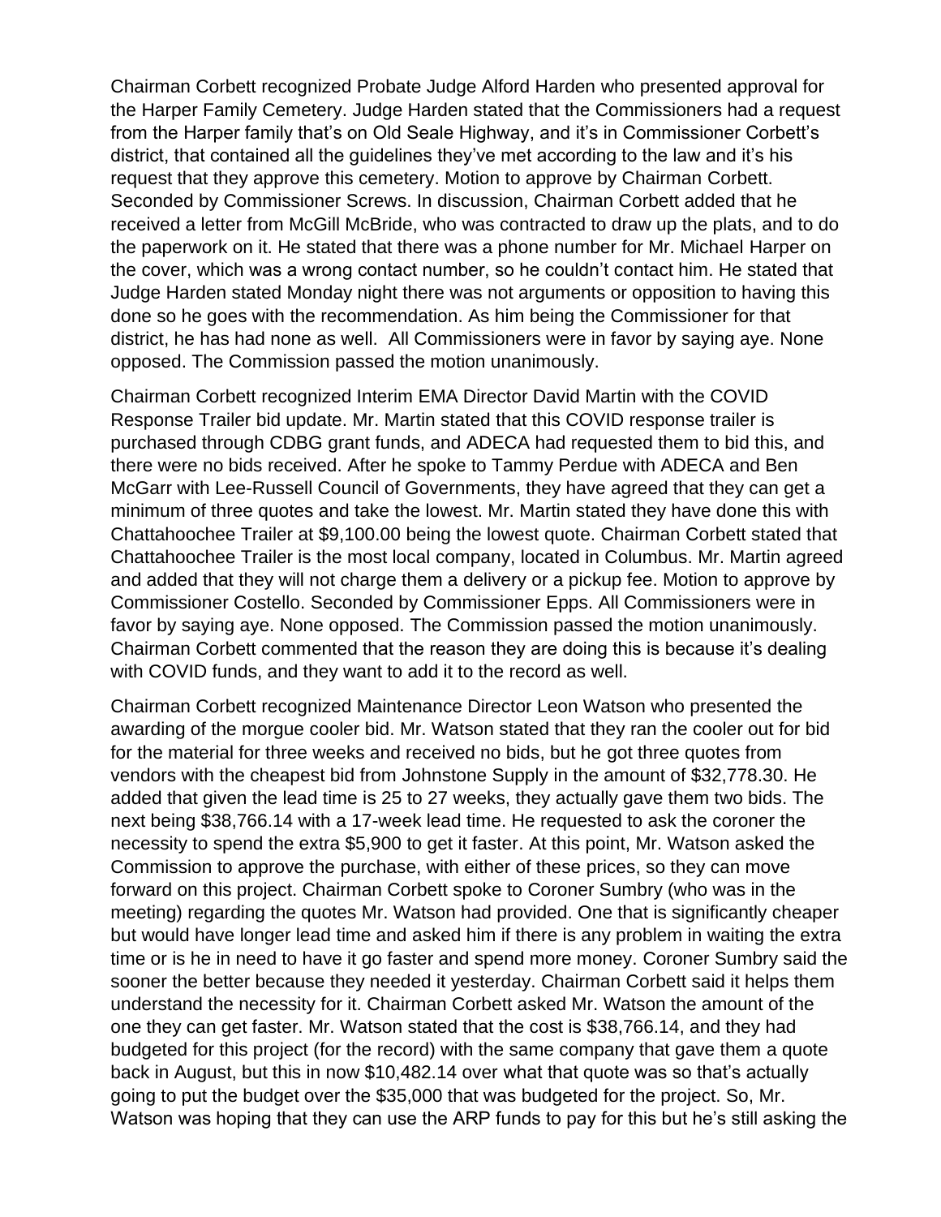Chairman Corbett recognized Probate Judge Alford Harden who presented approval for the Harper Family Cemetery. Judge Harden stated that the Commissioners had a request from the Harper family that's on Old Seale Highway, and it's in Commissioner Corbett's district, that contained all the guidelines they've met according to the law and it's his request that they approve this cemetery. Motion to approve by Chairman Corbett. Seconded by Commissioner Screws. In discussion, Chairman Corbett added that he received a letter from McGill McBride, who was contracted to draw up the plats, and to do the paperwork on it. He stated that there was a phone number for Mr. Michael Harper on the cover, which was a wrong contact number, so he couldn't contact him. He stated that Judge Harden stated Monday night there was not arguments or opposition to having this done so he goes with the recommendation. As him being the Commissioner for that district, he has had none as well. All Commissioners were in favor by saying aye. None opposed. The Commission passed the motion unanimously.

Chairman Corbett recognized Interim EMA Director David Martin with the COVID Response Trailer bid update. Mr. Martin stated that this COVID response trailer is purchased through CDBG grant funds, and ADECA had requested them to bid this, and there were no bids received. After he spoke to Tammy Perdue with ADECA and Ben McGarr with Lee-Russell Council of Governments, they have agreed that they can get a minimum of three quotes and take the lowest. Mr. Martin stated they have done this with Chattahoochee Trailer at $9,100.00 being the lowest quote. Chairman Corbett stated that Chattahoochee Trailer is the most local company, located in Columbus. Mr. Martin agreed and added that they will not charge them a delivery or a pickup fee. Motion to approve by Commissioner Costello. Seconded by Commissioner Epps. All Commissioners were in favor by saying aye. None opposed. The Commission passed the motion unanimously. Chairman Corbett commented that the reason they are doing this is because it's dealing with COVID funds, and they want to add it to the record as well.

Chairman Corbett recognized Maintenance Director Leon Watson who presented the awarding of the morgue cooler bid. Mr. Watson stated that they ran the cooler out for bid for the material for three weeks and received no bids, but he got three quotes from vendors with the cheapest bid from Johnstone Supply in the amount of $32,778.30. He added that given the lead time is 25 to 27 weeks, they actually gave them two bids. The next being $38,766.14 with a 17-week lead time. He requested to ask the coroner the necessity to spend the extra $5,900 to get it faster. At this point, Mr. Watson asked the Commission to approve the purchase, with either of these prices, so they can move forward on this project. Chairman Corbett spoke to Coroner Sumbry (who was in the meeting) regarding the quotes Mr. Watson had provided. One that is significantly cheaper but would have longer lead time and asked him if there is any problem in waiting the extra time or is he in need to have it go faster and spend more money. Coroner Sumbry said the sooner the better because they needed it yesterday. Chairman Corbett said it helps them understand the necessity for it. Chairman Corbett asked Mr. Watson the amount of the one they can get faster. Mr. Watson stated that the cost is $38,766.14, and they had budgeted for this project (for the record) with the same company that gave them a quote back in August, but this in now $10,482.14 over what that quote was so that's actually going to put the budget over the $35,000 that was budgeted for the project. So, Mr. Watson was hoping that they can use the ARP funds to pay for this but he's still asking the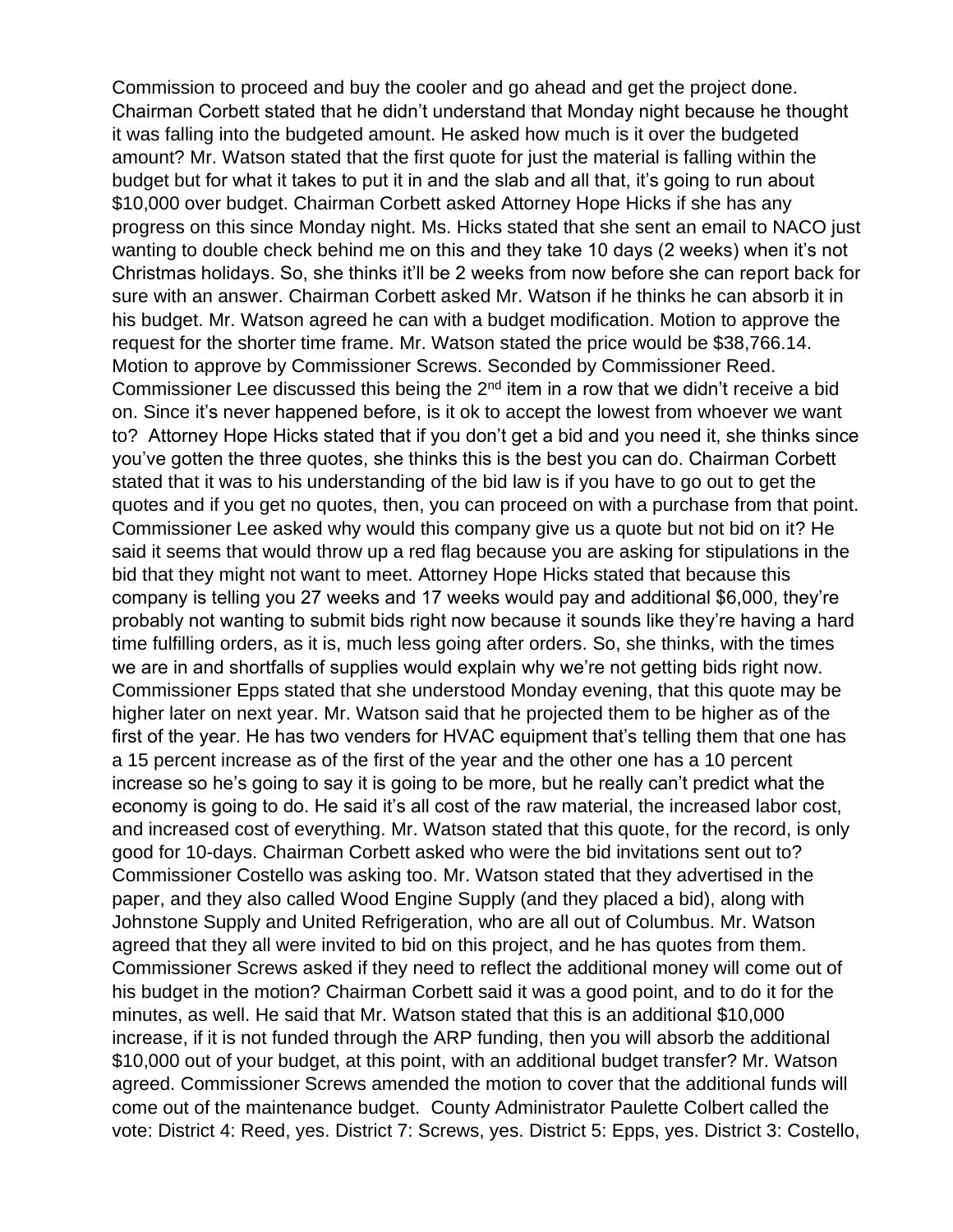Commission to proceed and buy the cooler and go ahead and get the project done. Chairman Corbett stated that he didn't understand that Monday night because he thought it was falling into the budgeted amount. He asked how much is it over the budgeted amount? Mr. Watson stated that the first quote for just the material is falling within the budget but for what it takes to put it in and the slab and all that, it's going to run about $10,000 over budget. Chairman Corbett asked Attorney Hope Hicks if she has any progress on this since Monday night. Ms. Hicks stated that she sent an email to NACO just wanting to double check behind me on this and they take 10 days (2 weeks) when it's not Christmas holidays. So, she thinks it'll be 2 weeks from now before she can report back for sure with an answer. Chairman Corbett asked Mr. Watson if he thinks he can absorb it in his budget. Mr. Watson agreed he can with a budget modification. Motion to approve the request for the shorter time frame. Mr. Watson stated the price would be $38,766.14. Motion to approve by Commissioner Screws. Seconded by Commissioner Reed. Commissioner Lee discussed this being the 2nd item in a row that we didn't receive a bid on. Since it's never happened before, is it ok to accept the lowest from whoever we want to? Attorney Hope Hicks stated that if you don't get a bid and you need it, she thinks since you've gotten the three quotes, she thinks this is the best you can do. Chairman Corbett stated that it was to his understanding of the bid law is if you have to go out to get the quotes and if you get no quotes, then, you can proceed on with a purchase from that point. Commissioner Lee asked why would this company give us a quote but not bid on it? He said it seems that would throw up a red flag because you are asking for stipulations in the bid that they might not want to meet. Attorney Hope Hicks stated that because this company is telling you 27 weeks and 17 weeks would pay and additional $6,000, they're probably not wanting to submit bids right now because it sounds like they're having a hard time fulfilling orders, as it is, much less going after orders. So, she thinks, with the times we are in and shortfalls of supplies would explain why we're not getting bids right now. Commissioner Epps stated that she understood Monday evening, that this quote may be higher later on next year. Mr. Watson said that he projected them to be higher as of the first of the year. He has two venders for HVAC equipment that's telling them that one has a 15 percent increase as of the first of the year and the other one has a 10 percent increase so he's going to say it is going to be more, but he really can't predict what the economy is going to do. He said it's all cost of the raw material, the increased labor cost, and increased cost of everything. Mr. Watson stated that this quote, for the record, is only good for 10-days. Chairman Corbett asked who were the bid invitations sent out to? Commissioner Costello was asking too. Mr. Watson stated that they advertised in the paper, and they also called Wood Engine Supply (and they placed a bid), along with Johnstone Supply and United Refrigeration, who are all out of Columbus. Mr. Watson agreed that they all were invited to bid on this project, and he has quotes from them. Commissioner Screws asked if they need to reflect the additional money will come out of his budget in the motion? Chairman Corbett said it was a good point, and to do it for the minutes, as well. He said that Mr. Watson stated that this is an additional $10,000 increase, if it is not funded through the ARP funding, then you will absorb the additional $10,000 out of your budget, at this point, with an additional budget transfer? Mr. Watson agreed. Commissioner Screws amended the motion to cover that the additional funds will come out of the maintenance budget. County Administrator Paulette Colbert called the vote: District 4: Reed, yes. District 7: Screws, yes. District 5: Epps, yes. District 3: Costello,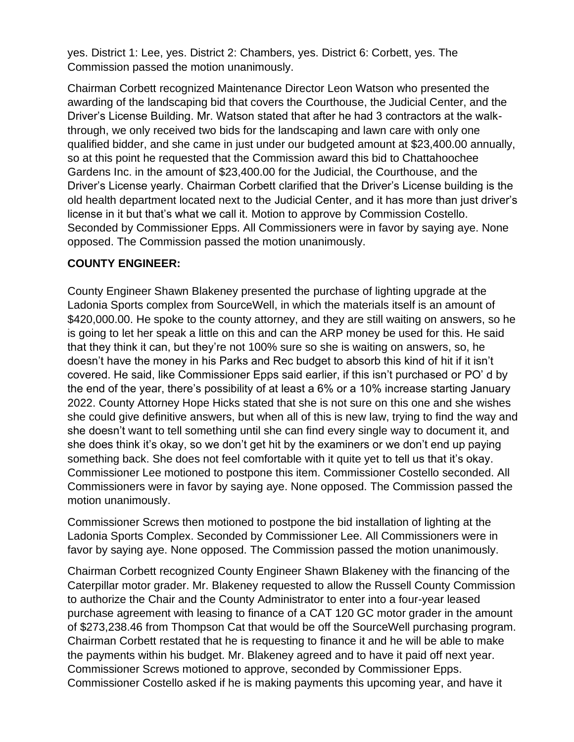yes. District 1: Lee, yes. District 2: Chambers, yes. District 6: Corbett, yes. The Commission passed the motion unanimously.

Chairman Corbett recognized Maintenance Director Leon Watson who presented the awarding of the landscaping bid that covers the Courthouse, the Judicial Center, and the Driver's License Building. Mr. Watson stated that after he had 3 contractors at the walk-through, we only received two bids for the landscaping and lawn care with only one qualified bidder, and she came in just under our budgeted amount at $23,400.00 annually, so at this point he requested that the Commission award this bid to Chattahoochee Gardens Inc. in the amount of $23,400.00 for the Judicial, the Courthouse, and the Driver's License yearly. Chairman Corbett clarified that the Driver's License building is the old health department located next to the Judicial Center, and it has more than just driver's license in it but that's what we call it. Motion to approve by Commission Costello. Seconded by Commissioner Epps. All Commissioners were in favor by saying aye. None opposed. The Commission passed the motion unanimously.

**COUNTY ENGINEER:**

County Engineer Shawn Blakeney presented the purchase of lighting upgrade at the Ladonia Sports complex from SourceWell, in which the materials itself is an amount of $420,000.00. He spoke to the county attorney, and they are still waiting on answers, so he is going to let her speak a little on this and can the ARP money be used for this. He said that they think it can, but they're not 100% sure so she is waiting on answers, so, he doesn't have the money in his Parks and Rec budget to absorb this kind of hit if it isn't covered. He said, like Commissioner Epps said earlier, if this isn't purchased or PO' d by the end of the year, there's possibility of at least a 6% or a 10% increase starting January 2022. County Attorney Hope Hicks stated that she is not sure on this one and she wishes she could give definitive answers, but when all of this is new law, trying to find the way and she doesn't want to tell something until she can find every single way to document it, and she does think it's okay, so we don't get hit by the examiners or we don't end up paying something back. She does not feel comfortable with it quite yet to tell us that it's okay. Commissioner Lee motioned to postpone this item. Commissioner Costello seconded. All Commissioners were in favor by saying aye. None opposed. The Commission passed the motion unanimously.

Commissioner Screws then motioned to postpone the bid installation of lighting at the Ladonia Sports Complex. Seconded by Commissioner Lee. All Commissioners were in favor by saying aye. None opposed. The Commission passed the motion unanimously.

Chairman Corbett recognized County Engineer Shawn Blakeney with the financing of the Caterpillar motor grader. Mr. Blakeney requested to allow the Russell County Commission to authorize the Chair and the County Administrator to enter into a four-year leased purchase agreement with leasing to finance of a CAT 120 GC motor grader in the amount of $273,238.46 from Thompson Cat that would be off the SourceWell purchasing program. Chairman Corbett restated that he is requesting to finance it and he will be able to make the payments within his budget. Mr. Blakeney agreed and to have it paid off next year. Commissioner Screws motioned to approve, seconded by Commissioner Epps. Commissioner Costello asked if he is making payments this upcoming year, and have it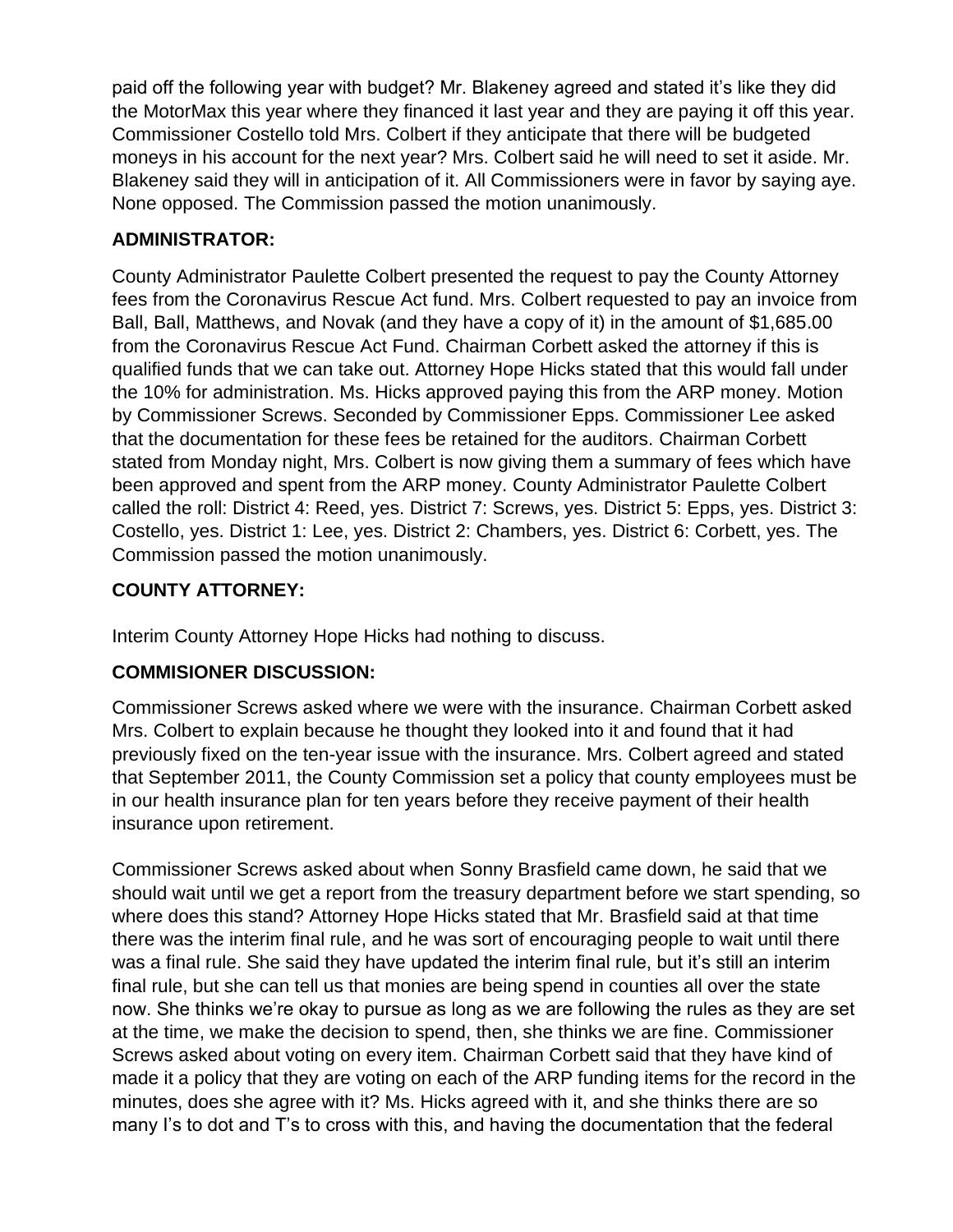paid off the following year with budget? Mr. Blakeney agreed and stated it's like they did the MotorMax this year where they financed it last year and they are paying it off this year. Commissioner Costello told Mrs. Colbert if they anticipate that there will be budgeted moneys in his account for the next year? Mrs. Colbert said he will need to set it aside. Mr. Blakeney said they will in anticipation of it. All Commissioners were in favor by saying aye. None opposed. The Commission passed the motion unanimously.

**ADMINISTRATOR:**

County Administrator Paulette Colbert presented the request to pay the County Attorney fees from the Coronavirus Rescue Act fund. Mrs. Colbert requested to pay an invoice from Ball, Ball, Matthews, and Novak (and they have a copy of it) in the amount of $1,685.00 from the Coronavirus Rescue Act Fund. Chairman Corbett asked the attorney if this is qualified funds that we can take out. Attorney Hope Hicks stated that this would fall under the 10% for administration. Ms. Hicks approved paying this from the ARP money. Motion by Commissioner Screws. Seconded by Commissioner Epps. Commissioner Lee asked that the documentation for these fees be retained for the auditors. Chairman Corbett stated from Monday night, Mrs. Colbert is now giving them a summary of fees which have been approved and spent from the ARP money. County Administrator Paulette Colbert called the roll: District 4: Reed, yes. District 7: Screws, yes. District 5: Epps, yes. District 3: Costello, yes. District 1: Lee, yes. District 2: Chambers, yes. District 6: Corbett, yes. The Commission passed the motion unanimously.

**COUNTY ATTORNEY:**

Interim County Attorney Hope Hicks had nothing to discuss.

**COMMISIONER DISCUSSION:**

Commissioner Screws asked where we were with the insurance. Chairman Corbett asked Mrs. Colbert to explain because he thought they looked into it and found that it had previously fixed on the ten-year issue with the insurance. Mrs. Colbert agreed and stated that September 2011, the County Commission set a policy that county employees must be in our health insurance plan for ten years before they receive payment of their health insurance upon retirement.

Commissioner Screws asked about when Sonny Brasfield came down, he said that we should wait until we get a report from the treasury department before we start spending, so where does this stand? Attorney Hope Hicks stated that Mr. Brasfield said at that time there was the interim final rule, and he was sort of encouraging people to wait until there was a final rule. She said they have updated the interim final rule, but it's still an interim final rule, but she can tell us that monies are being spend in counties all over the state now. She thinks we're okay to pursue as long as we are following the rules as they are set at the time, we make the decision to spend, then, she thinks we are fine. Commissioner Screws asked about voting on every item. Chairman Corbett said that they have kind of made it a policy that they are voting on each of the ARP funding items for the record in the minutes, does she agree with it? Ms. Hicks agreed with it, and she thinks there are so many I's to dot and T's to cross with this, and having the documentation that the federal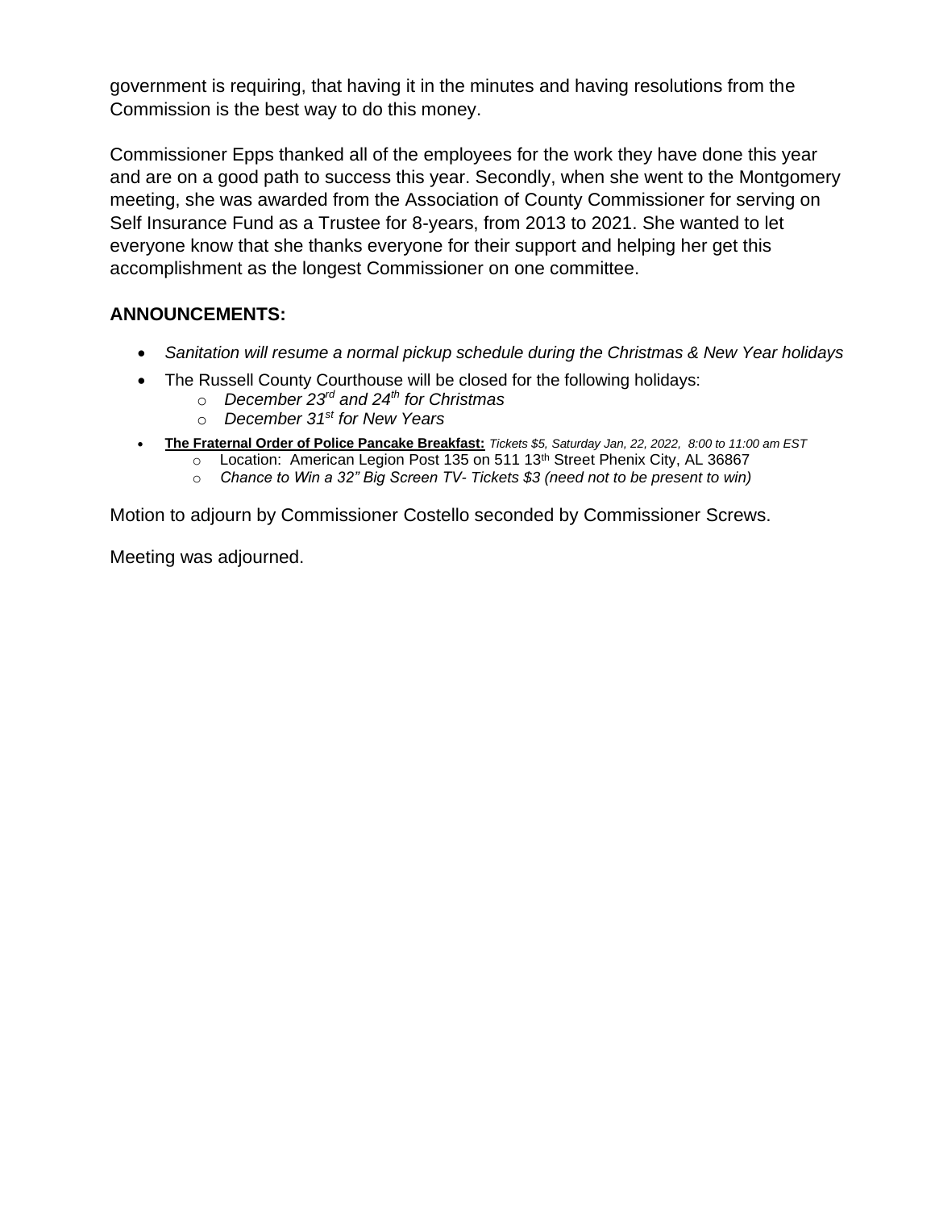government is requiring, that having it in the minutes and having resolutions from the Commission is the best way to do this money.

Commissioner Epps thanked all of the employees for the work they have done this year and are on a good path to success this year. Secondly, when she went to the Montgomery meeting, she was awarded from the Association of County Commissioner for serving on Self Insurance Fund as a Trustee for 8-years, from 2013 to 2021. She wanted to let everyone know that she thanks everyone for their support and helping her get this accomplishment as the longest Commissioner on one committee.

**ANNOUNCEMENTS:**

- *Sanitation will resume a normal pickup schedule during the Christmas & New Year holidays*
- The Russell County Courthouse will be closed for the following holidays:
  - *December 23rd and 24th for Christmas*
  - *December 31st for New Years*
- **The Fraternal Order of Police Pancake Breakfast:** *Tickets $5, Saturday Jan, 22, 2022, 8:00 to 11:00 am EST*
  - Location: American Legion Post 135 on 511 13th Street Phenix City, AL 36867
  - *Chance to Win a 32" Big Screen TV- Tickets $3 (need not to be present to win)*

Motion to adjourn by Commissioner Costello seconded by Commissioner Screws.

Meeting was adjourned.